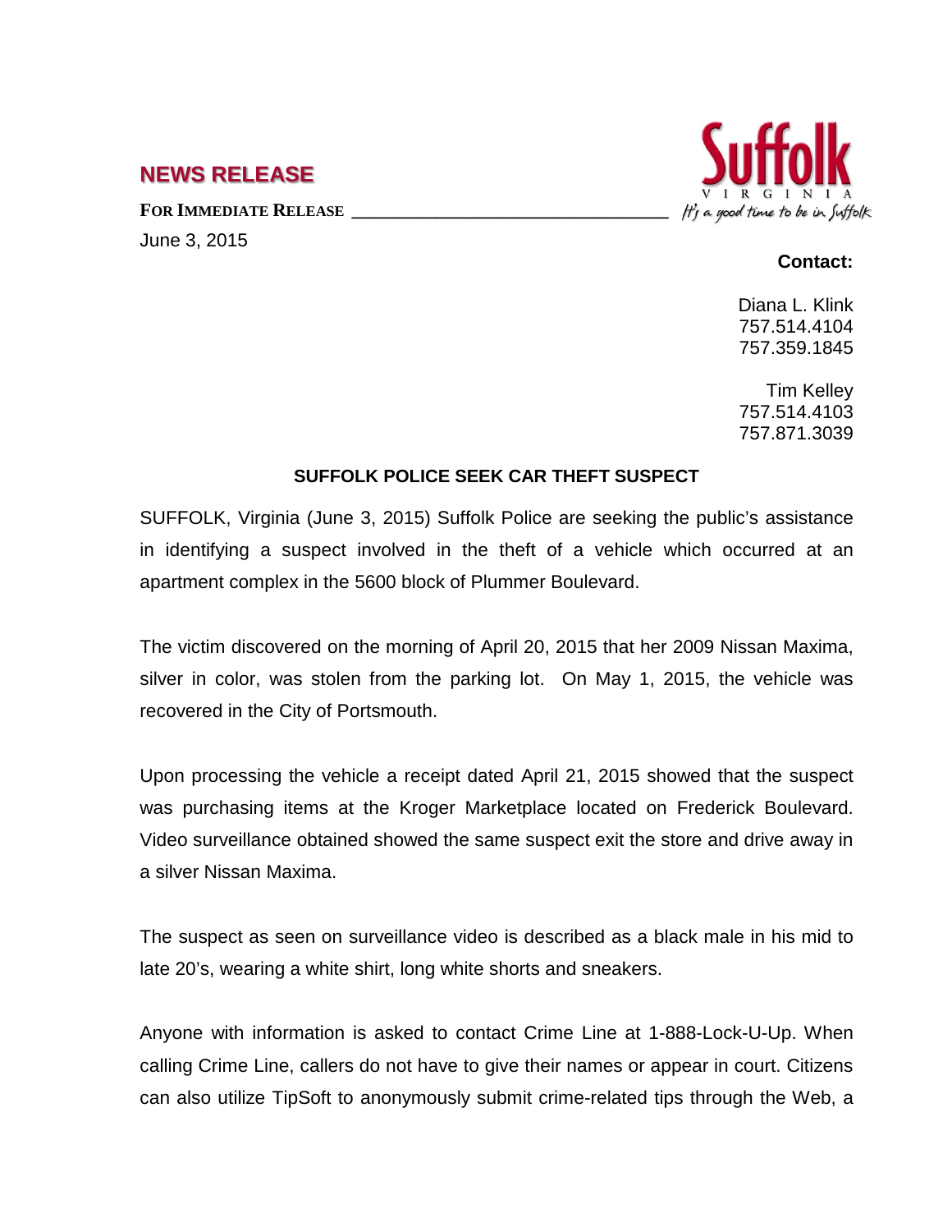## NEWS RELEASE

**FOR IMMEDIATE RELEASE**

June 3, 2015

Suffolk VIRGINIA *It's a good time to be in Suffolk*

**Contact:**

Diana L. Klink
757.514.4104
757.359.1845

Tim Kelley
757.514.4103
757.871.3039

**SUFFOLK POLICE SEEK CAR THEFT SUSPECT**

SUFFOLK, Virginia (June 3, 2015) Suffolk Police are seeking the public's assistance in identifying a suspect involved in the theft of a vehicle which occurred at an apartment complex in the 5600 block of Plummer Boulevard.

The victim discovered on the morning of April 20, 2015 that her 2009 Nissan Maxima, silver in color, was stolen from the parking lot. On May 1, 2015, the vehicle was recovered in the City of Portsmouth.

Upon processing the vehicle a receipt dated April 21, 2015 showed that the suspect was purchasing items at the Kroger Marketplace located on Frederick Boulevard. Video surveillance obtained showed the same suspect exit the store and drive away in a silver Nissan Maxima.

The suspect as seen on surveillance video is described as a black male in his mid to late 20's, wearing a white shirt, long white shorts and sneakers.

Anyone with information is asked to contact Crime Line at 1-888-Lock-U-Up. When calling Crime Line, callers do not have to give their names or appear in court. Citizens can also utilize TipSoft to anonymously submit crime-related tips through the Web, a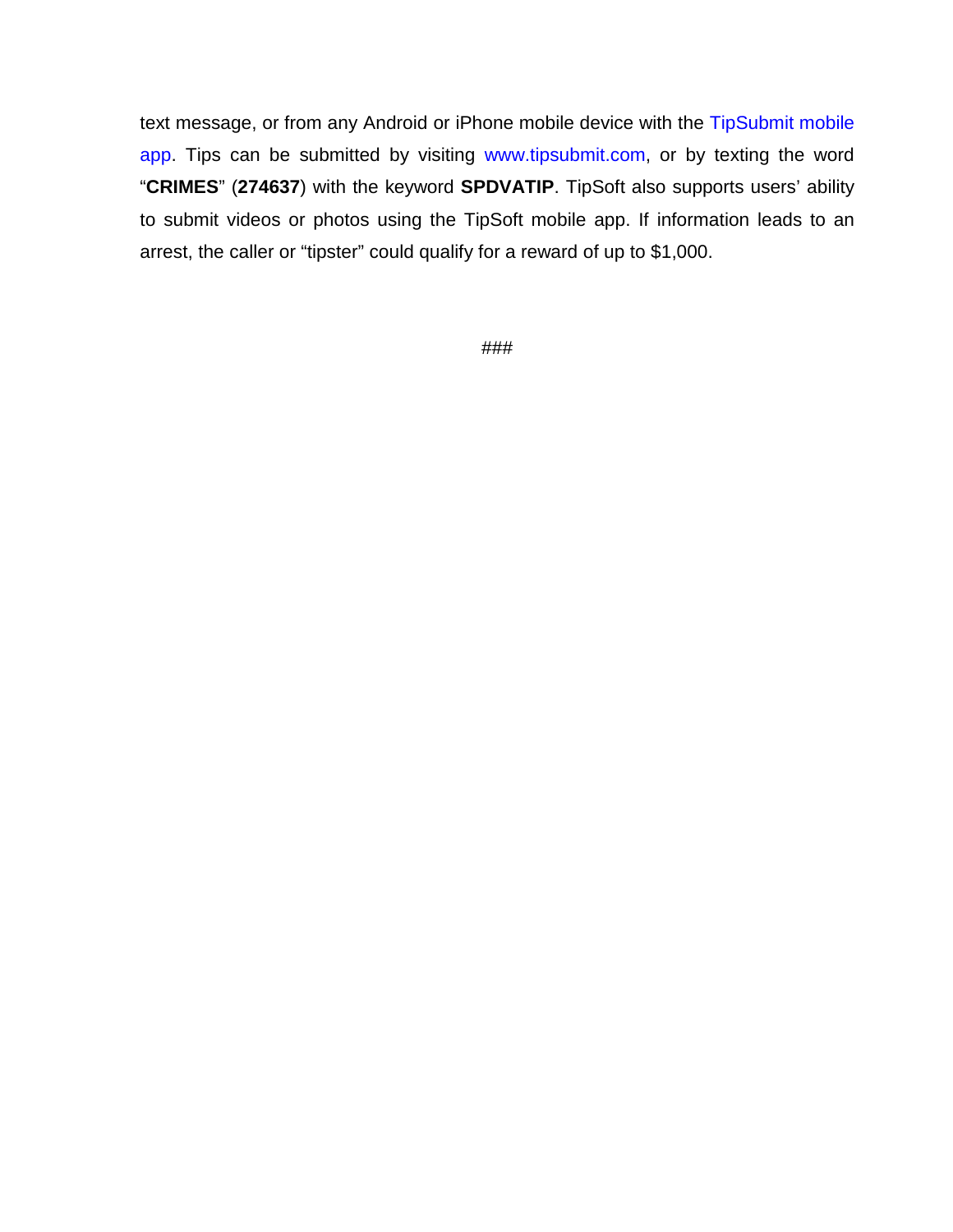text message, or from any Android or iPhone mobile device with the TipSubmit mobile app. Tips can be submitted by visiting www.tipsubmit.com, or by texting the word "**CRIMES**" (**274637**) with the keyword **SPDVATIP**. TipSoft also supports users' ability to submit videos or photos using the TipSoft mobile app. If information leads to an arrest, the caller or "tipster" could qualify for a reward of up to $1,000.

###